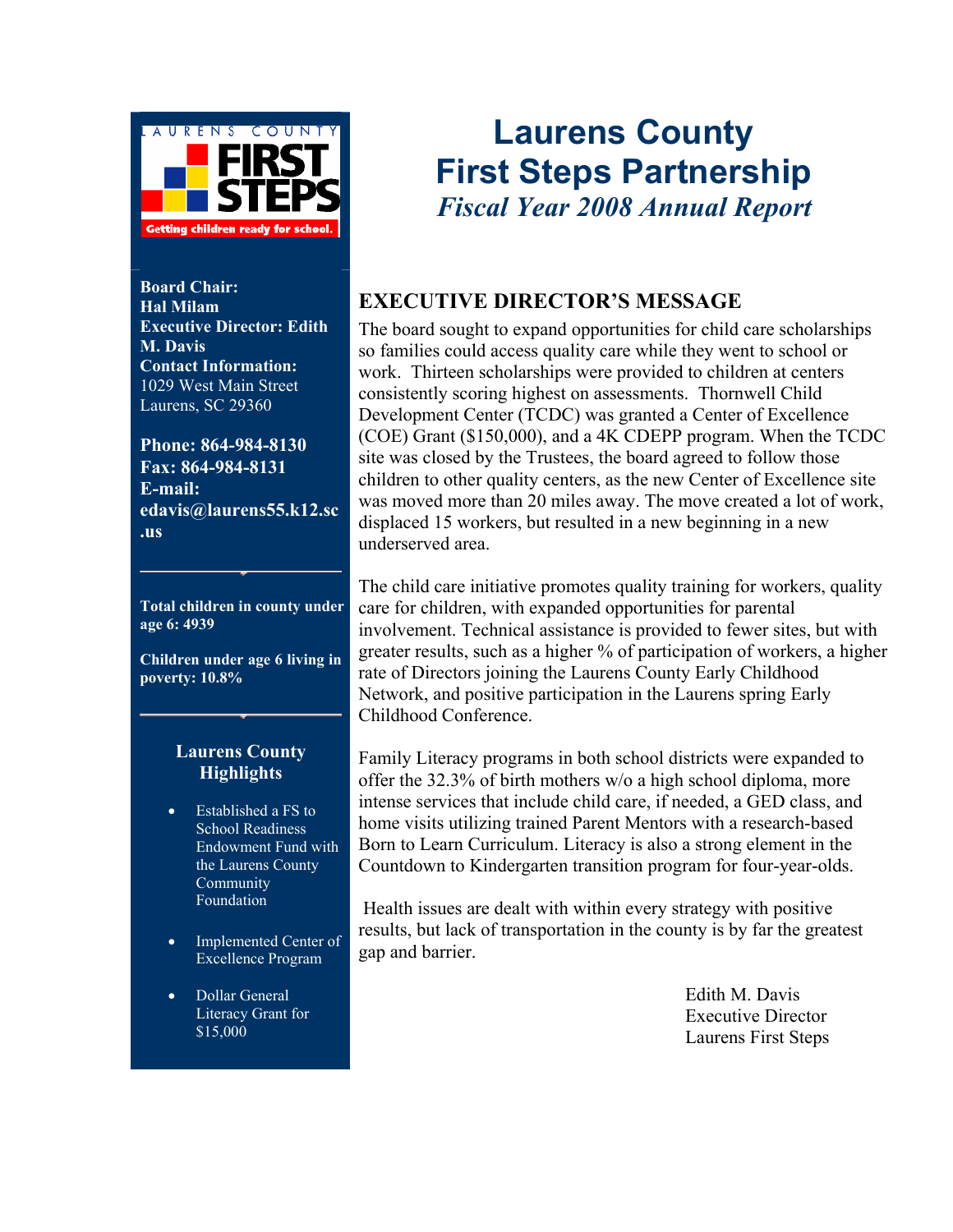# Laurens County First Steps Partnership

## *Fiscal Year 2008 Annual Report*

LAURENS COUNTY FIRST STEPS

Getting children ready for school.

**Board Chair:**
**Hal Milam**
**Executive Director: Edith M. Davis**
**Contact Information:**
1029 West Main Street
Laurens, SC 29360

**Phone: 864-984-8130**
**Fax: 864-984-8131**
**E-mail: edavis@laurens55.k12.sc.us**

**Total children in county under age 6: 4939**

**Children under age 6 living in poverty: 10.8%**

### Laurens County Highlights

- Established a FS to School Readiness Endowment Fund with the Laurens County Community Foundation
- Implemented Center of Excellence Program
- Dollar General Literacy Grant for $15,000

## EXECUTIVE DIRECTOR'S MESSAGE

The board sought to expand opportunities for child care scholarships so families could access quality care while they went to school or work. Thirteen scholarships were provided to children at centers consistently scoring highest on assessments. Thornwell Child Development Center (TCDC) was granted a Center of Excellence (COE) Grant ($150,000), and a 4K CDEPP program. When the TCDC site was closed by the Trustees, the board agreed to follow those children to other quality centers, as the new Center of Excellence site was moved more than 20 miles away. The move created a lot of work, displaced 15 workers, but resulted in a new beginning in a new underserved area.

The child care initiative promotes quality training for workers, quality care for children, with expanded opportunities for parental involvement. Technical assistance is provided to fewer sites, but with greater results, such as a higher % of participation of workers, a higher rate of Directors joining the Laurens County Early Childhood Network, and positive participation in the Laurens spring Early Childhood Conference.

Family Literacy programs in both school districts were expanded to offer the 32.3% of birth mothers w/o a high school diploma, more intense services that include child care, if needed, a GED class, and home visits utilizing trained Parent Mentors with a research-based Born to Learn Curriculum. Literacy is also a strong element in the Countdown to Kindergarten transition program for four-year-olds.

Health issues are dealt with within every strategy with positive results, but lack of transportation in the county is by far the greatest gap and barrier.

Edith M. Davis
Executive Director
Laurens First Steps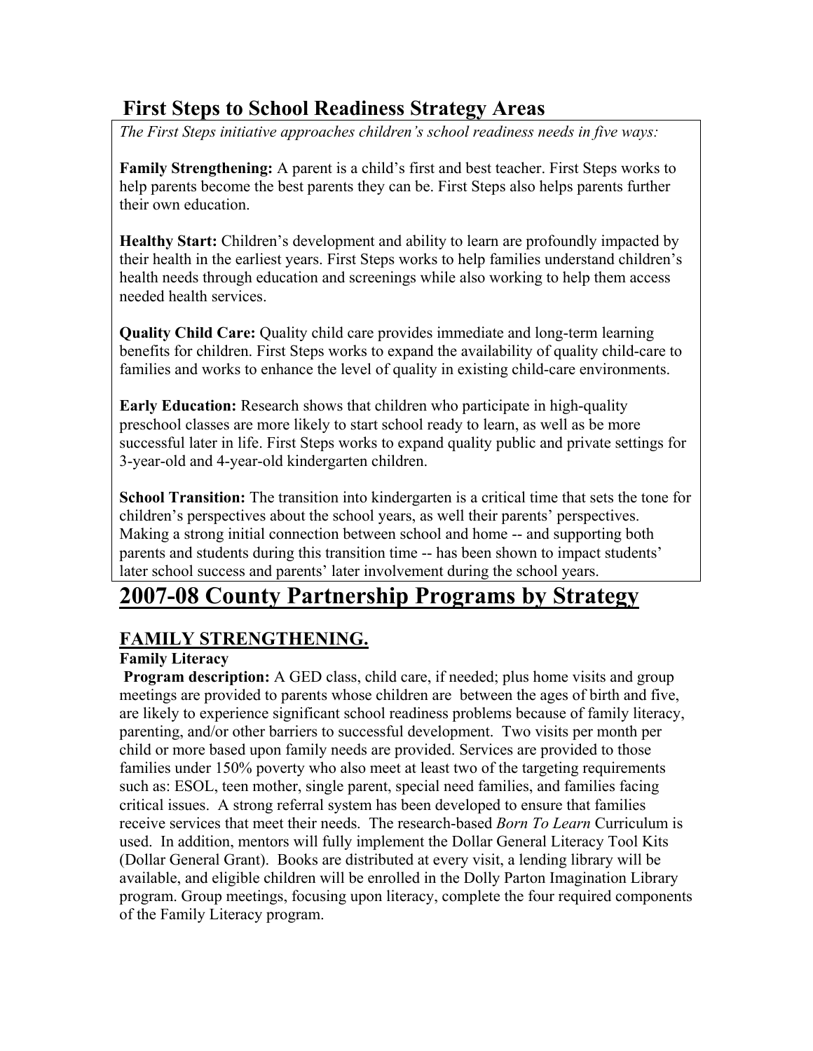## First Steps to School Readiness Strategy Areas

*The First Steps initiative approaches children's school readiness needs in five ways:*

**Family Strengthening:** A parent is a child's first and best teacher. First Steps works to help parents become the best parents they can be. First Steps also helps parents further their own education.

**Healthy Start:** Children's development and ability to learn are profoundly impacted by their health in the earliest years. First Steps works to help families understand children's health needs through education and screenings while also working to help them access needed health services.

**Quality Child Care:** Quality child care provides immediate and long-term learning benefits for children. First Steps works to expand the availability of quality child-care to families and works to enhance the level of quality in existing child-care environments.

**Early Education:** Research shows that children who participate in high-quality preschool classes are more likely to start school ready to learn, as well as be more successful later in life. First Steps works to expand quality public and private settings for 3-year-old and 4-year-old kindergarten children.

**School Transition:** The transition into kindergarten is a critical time that sets the tone for children's perspectives about the school years, as well their parents' perspectives. Making a strong initial connection between school and home -- and supporting both parents and students during this transition time -- has been shown to impact students' later school success and parents' later involvement during the school years.

# 2007-08 County Partnership Programs by Strategy

## FAMILY STRENGTHENING.

### Family Literacy

**Program description:** A GED class, child care, if needed; plus home visits and group meetings are provided to parents whose children are between the ages of birth and five, are likely to experience significant school readiness problems because of family literacy, parenting, and/or other barriers to successful development. Two visits per month per child or more based upon family needs are provided. Services are provided to those families under 150% poverty who also meet at least two of the targeting requirements such as: ESOL, teen mother, single parent, special need families, and families facing critical issues. A strong referral system has been developed to ensure that families receive services that meet their needs. The research-based *Born To Learn* Curriculum is used. In addition, mentors will fully implement the Dollar General Literacy Tool Kits (Dollar General Grant). Books are distributed at every visit, a lending library will be available, and eligible children will be enrolled in the Dolly Parton Imagination Library program. Group meetings, focusing upon literacy, complete the four required components of the Family Literacy program.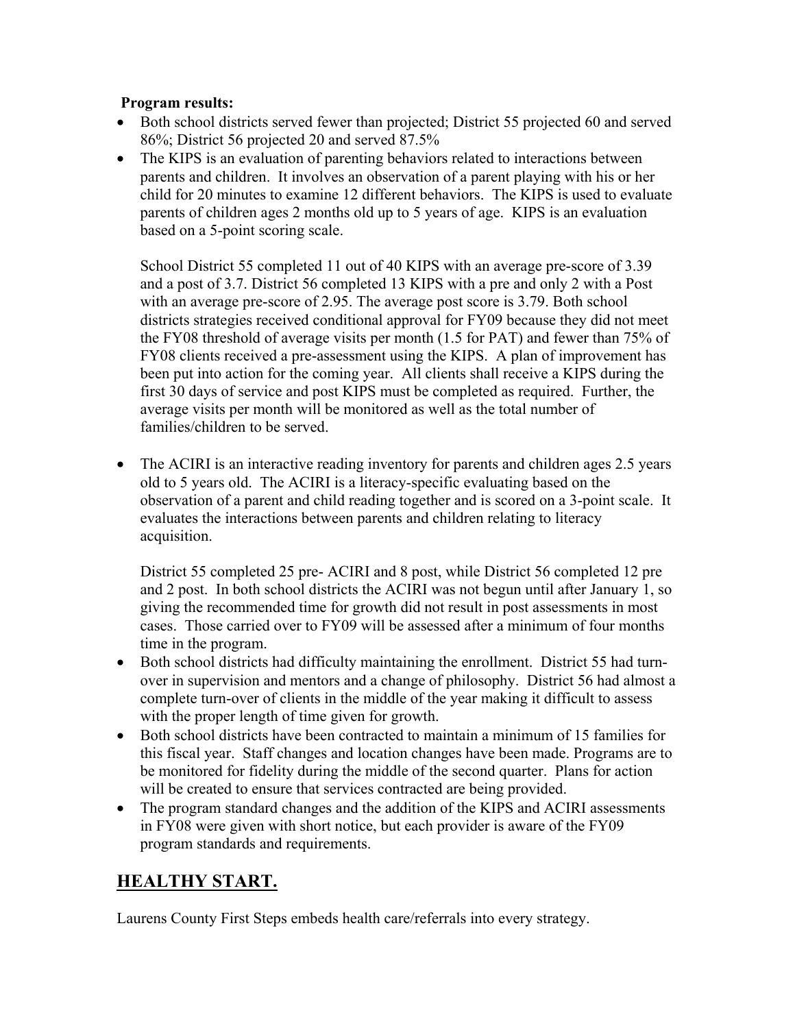**Program results:**

- Both school districts served fewer than projected; District 55 projected 60 and served 86%; District 56 projected 20 and served 87.5%
- The KIPS is an evaluation of parenting behaviors related to interactions between parents and children. It involves an observation of a parent playing with his or her child for 20 minutes to examine 12 different behaviors. The KIPS is used to evaluate parents of children ages 2 months old up to 5 years of age. KIPS is an evaluation based on a 5-point scoring scale.

  School District 55 completed 11 out of 40 KIPS with an average pre-score of 3.39 and a post of 3.7. District 56 completed 13 KIPS with a pre and only 2 with a Post with an average pre-score of 2.95. The average post score is 3.79. Both school districts strategies received conditional approval for FY09 because they did not meet the FY08 threshold of average visits per month (1.5 for PAT) and fewer than 75% of FY08 clients received a pre-assessment using the KIPS. A plan of improvement has been put into action for the coming year. All clients shall receive a KIPS during the first 30 days of service and post KIPS must be completed as required. Further, the average visits per month will be monitored as well as the total number of families/children to be served.

- The ACIRI is an interactive reading inventory for parents and children ages 2.5 years old to 5 years old. The ACIRI is a literacy-specific evaluating based on the observation of a parent and child reading together and is scored on a 3-point scale. It evaluates the interactions between parents and children relating to literacy acquisition.

  District 55 completed 25 pre- ACIRI and 8 post, while District 56 completed 12 pre and 2 post. In both school districts the ACIRI was not begun until after January 1, so giving the recommended time for growth did not result in post assessments in most cases. Those carried over to FY09 will be assessed after a minimum of four months time in the program.
- Both school districts had difficulty maintaining the enrollment. District 55 had turn-over in supervision and mentors and a change of philosophy. District 56 had almost a complete turn-over of clients in the middle of the year making it difficult to assess with the proper length of time given for growth.
- Both school districts have been contracted to maintain a minimum of 15 families for this fiscal year. Staff changes and location changes have been made. Programs are to be monitored for fidelity during the middle of the second quarter. Plans for action will be created to ensure that services contracted are being provided.
- The program standard changes and the addition of the KIPS and ACIRI assessments in FY08 were given with short notice, but each provider is aware of the FY09 program standards and requirements.

## HEALTHY START.

Laurens County First Steps embeds health care/referrals into every strategy.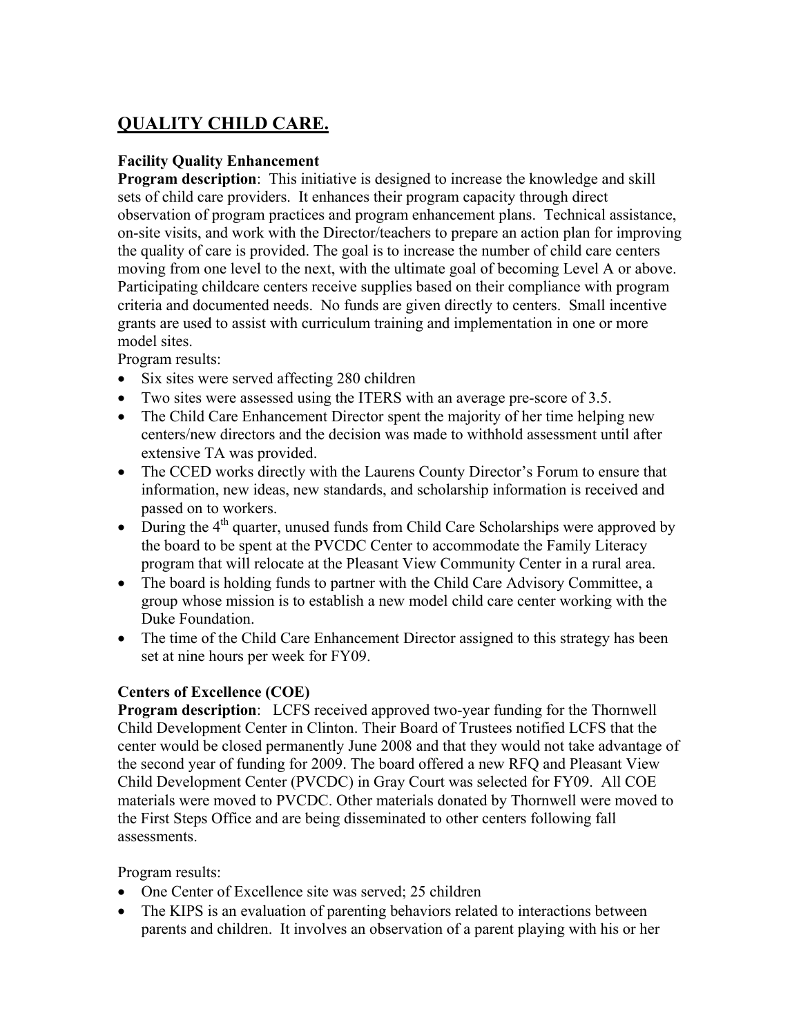## QUALITY CHILD CARE.

**Facility Quality Enhancement**

**Program description**: This initiative is designed to increase the knowledge and skill sets of child care providers. It enhances their program capacity through direct observation of program practices and program enhancement plans. Technical assistance, on-site visits, and work with the Director/teachers to prepare an action plan for improving the quality of care is provided. The goal is to increase the number of child care centers moving from one level to the next, with the ultimate goal of becoming Level A or above. Participating childcare centers receive supplies based on their compliance with program criteria and documented needs. No funds are given directly to centers. Small incentive grants are used to assist with curriculum training and implementation in one or more model sites.

Program results:

- Six sites were served affecting 280 children
- Two sites were assessed using the ITERS with an average pre-score of 3.5.
- The Child Care Enhancement Director spent the majority of her time helping new centers/new directors and the decision was made to withhold assessment until after extensive TA was provided.
- The CCED works directly with the Laurens County Director's Forum to ensure that information, new ideas, new standards, and scholarship information is received and passed on to workers.
- During the 4th quarter, unused funds from Child Care Scholarships were approved by the board to be spent at the PVCDC Center to accommodate the Family Literacy program that will relocate at the Pleasant View Community Center in a rural area.
- The board is holding funds to partner with the Child Care Advisory Committee, a group whose mission is to establish a new model child care center working with the Duke Foundation.
- The time of the Child Care Enhancement Director assigned to this strategy has been set at nine hours per week for FY09.

**Centers of Excellence (COE)**

**Program description**: LCFS received approved two-year funding for the Thornwell Child Development Center in Clinton. Their Board of Trustees notified LCFS that the center would be closed permanently June 2008 and that they would not take advantage of the second year of funding for 2009. The board offered a new RFQ and Pleasant View Child Development Center (PVCDC) in Gray Court was selected for FY09. All COE materials were moved to PVCDC. Other materials donated by Thornwell were moved to the First Steps Office and are being disseminated to other centers following fall assessments.

Program results:

- One Center of Excellence site was served; 25 children
- The KIPS is an evaluation of parenting behaviors related to interactions between parents and children. It involves an observation of a parent playing with his or her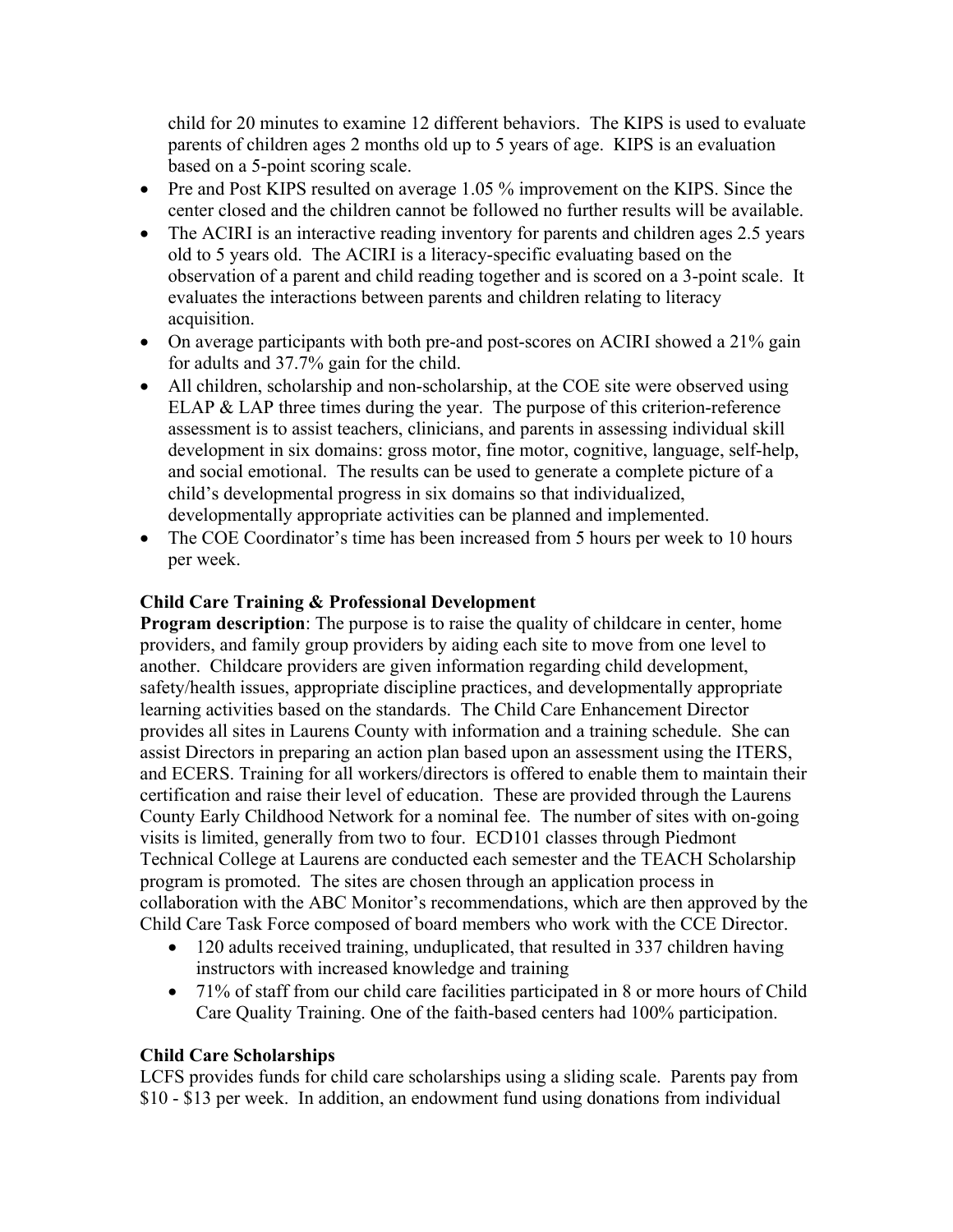child for 20 minutes to examine 12 different behaviors. The KIPS is used to evaluate parents of children ages 2 months old up to 5 years of age. KIPS is an evaluation based on a 5-point scoring scale.

- Pre and Post KIPS resulted on average 1.05 % improvement on the KIPS. Since the center closed and the children cannot be followed no further results will be available.
- The ACIRI is an interactive reading inventory for parents and children ages 2.5 years old to 5 years old. The ACIRI is a literacy-specific evaluating based on the observation of a parent and child reading together and is scored on a 3-point scale. It evaluates the interactions between parents and children relating to literacy acquisition.
- On average participants with both pre-and post-scores on ACIRI showed a 21% gain for adults and 37.7% gain for the child.
- All children, scholarship and non-scholarship, at the COE site were observed using ELAP & LAP three times during the year. The purpose of this criterion-reference assessment is to assist teachers, clinicians, and parents in assessing individual skill development in six domains: gross motor, fine motor, cognitive, language, self-help, and social emotional. The results can be used to generate a complete picture of a child's developmental progress in six domains so that individualized, developmentally appropriate activities can be planned and implemented.
- The COE Coordinator's time has been increased from 5 hours per week to 10 hours per week.

**Child Care Training & Professional Development**

**Program description**: The purpose is to raise the quality of childcare in center, home providers, and family group providers by aiding each site to move from one level to another. Childcare providers are given information regarding child development, safety/health issues, appropriate discipline practices, and developmentally appropriate learning activities based on the standards. The Child Care Enhancement Director provides all sites in Laurens County with information and a training schedule. She can assist Directors in preparing an action plan based upon an assessment using the ITERS, and ECERS. Training for all workers/directors is offered to enable them to maintain their certification and raise their level of education. These are provided through the Laurens County Early Childhood Network for a nominal fee. The number of sites with on-going visits is limited, generally from two to four. ECD101 classes through Piedmont Technical College at Laurens are conducted each semester and the TEACH Scholarship program is promoted. The sites are chosen through an application process in collaboration with the ABC Monitor's recommendations, which are then approved by the Child Care Task Force composed of board members who work with the CCE Director.

- 120 adults received training, unduplicated, that resulted in 337 children having instructors with increased knowledge and training
- 71% of staff from our child care facilities participated in 8 or more hours of Child Care Quality Training. One of the faith-based centers had 100% participation.

**Child Care Scholarships**

LCFS provides funds for child care scholarships using a sliding scale. Parents pay from $10 - $13 per week. In addition, an endowment fund using donations from individual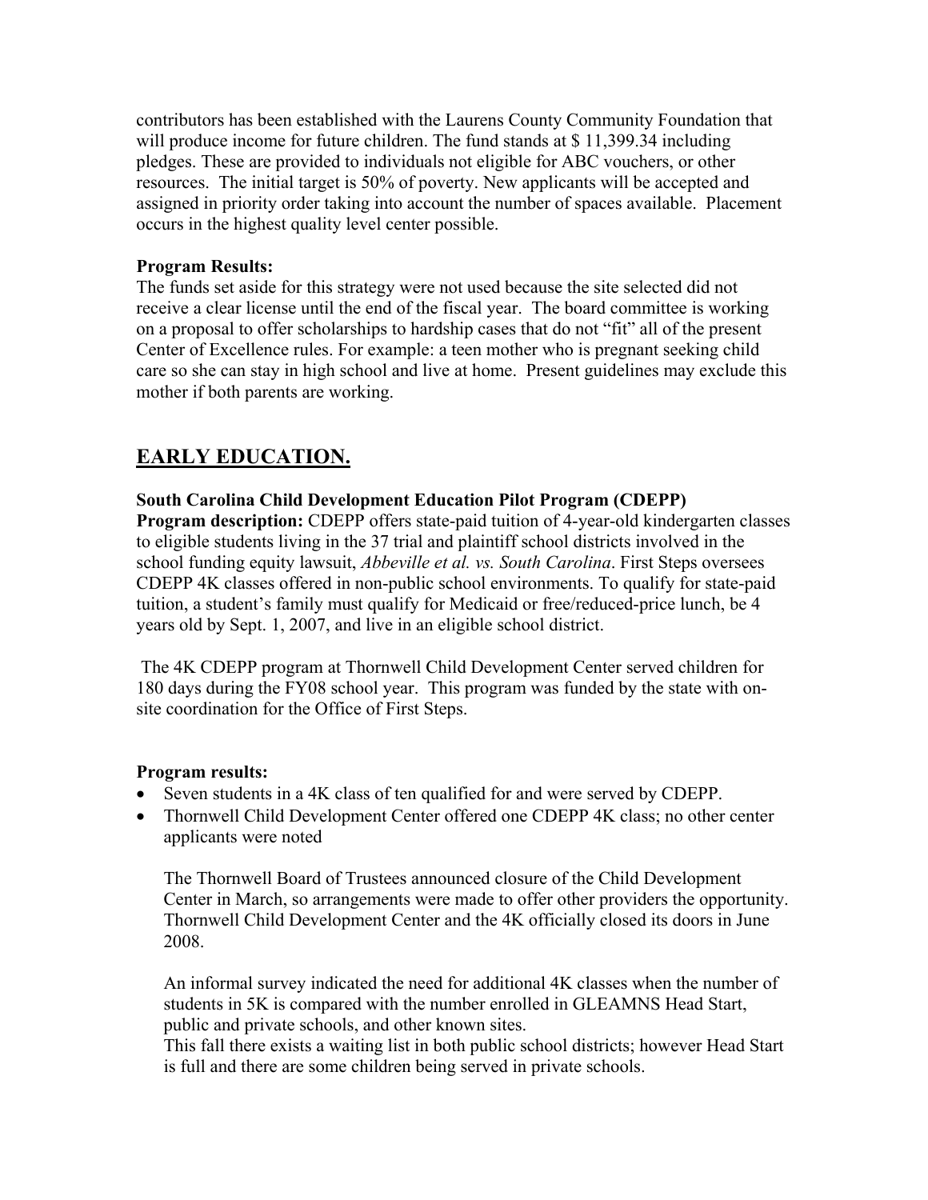contributors has been established with the Laurens County Community Foundation that will produce income for future children. The fund stands at $ 11,399.34 including pledges. These are provided to individuals not eligible for ABC vouchers, or other resources. The initial target is 50% of poverty. New applicants will be accepted and assigned in priority order taking into account the number of spaces available. Placement occurs in the highest quality level center possible.

**Program Results:**
The funds set aside for this strategy were not used because the site selected did not receive a clear license until the end of the fiscal year. The board committee is working on a proposal to offer scholarships to hardship cases that do not "fit" all of the present Center of Excellence rules. For example: a teen mother who is pregnant seeking child care so she can stay in high school and live at home. Present guidelines may exclude this mother if both parents are working.

## EARLY EDUCATION.

**South Carolina Child Development Education Pilot Program (CDEPP)**
**Program description:** CDEPP offers state-paid tuition of 4-year-old kindergarten classes to eligible students living in the 37 trial and plaintiff school districts involved in the school funding equity lawsuit, *Abbeville et al. vs. South Carolina*. First Steps oversees CDEPP 4K classes offered in non-public school environments. To qualify for state-paid tuition, a student's family must qualify for Medicaid or free/reduced-price lunch, be 4 years old by Sept. 1, 2007, and live in an eligible school district.

The 4K CDEPP program at Thornwell Child Development Center served children for 180 days during the FY08 school year. This program was funded by the state with on-site coordination for the Office of First Steps.

**Program results:**

- Seven students in a 4K class of ten qualified for and were served by CDEPP.
- Thornwell Child Development Center offered one CDEPP 4K class; no other center applicants were noted

  The Thornwell Board of Trustees announced closure of the Child Development Center in March, so arrangements were made to offer other providers the opportunity. Thornwell Child Development Center and the 4K officially closed its doors in June 2008.

  An informal survey indicated the need for additional 4K classes when the number of students in 5K is compared with the number enrolled in GLEAMNS Head Start, public and private schools, and other known sites.
  This fall there exists a waiting list in both public school districts; however Head Start is full and there are some children being served in private schools.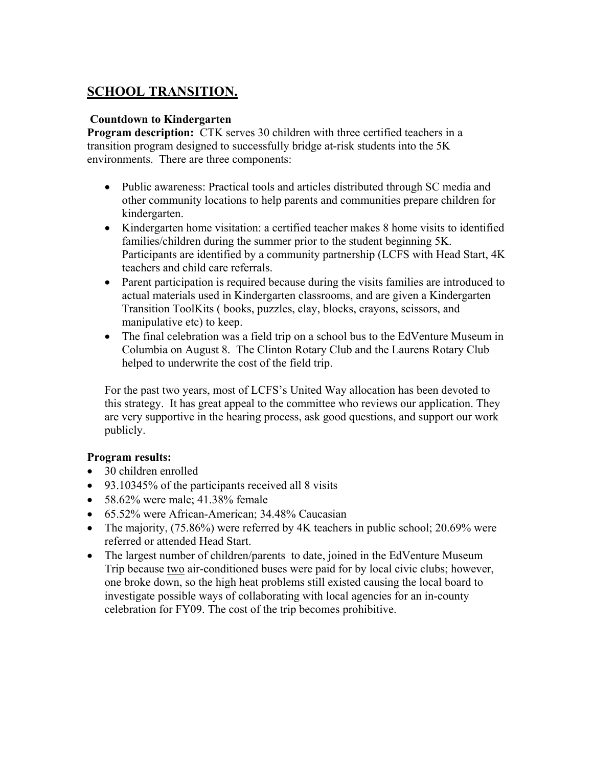## SCHOOL TRANSITION.

**Countdown to Kindergarten**

**Program description:** CTK serves 30 children with three certified teachers in a transition program designed to successfully bridge at-risk students into the 5K environments. There are three components:

- Public awareness: Practical tools and articles distributed through SC media and other community locations to help parents and communities prepare children for kindergarten.
- Kindergarten home visitation: a certified teacher makes 8 home visits to identified families/children during the summer prior to the student beginning 5K. Participants are identified by a community partnership (LCFS with Head Start, 4K teachers and child care referrals.
- Parent participation is required because during the visits families are introduced to actual materials used in Kindergarten classrooms, and are given a Kindergarten Transition ToolKits ( books, puzzles, clay, blocks, crayons, scissors, and manipulative etc) to keep.
- The final celebration was a field trip on a school bus to the EdVenture Museum in Columbia on August 8. The Clinton Rotary Club and the Laurens Rotary Club helped to underwrite the cost of the field trip.

For the past two years, most of LCFS's United Way allocation has been devoted to this strategy. It has great appeal to the committee who reviews our application. They are very supportive in the hearing process, ask good questions, and support our work publicly.

**Program results:**

- 30 children enrolled
- 93.10345% of the participants received all 8 visits
- 58.62% were male; 41.38% female
- 65.52% were African-American; 34.48% Caucasian
- The majority, (75.86%) were referred by 4K teachers in public school; 20.69% were referred or attended Head Start.
- The largest number of children/parents to date, joined in the EdVenture Museum Trip because <u>two</u> air-conditioned buses were paid for by local civic clubs; however, one broke down, so the high heat problems still existed causing the local board to investigate possible ways of collaborating with local agencies for an in-county celebration for FY09. The cost of the trip becomes prohibitive.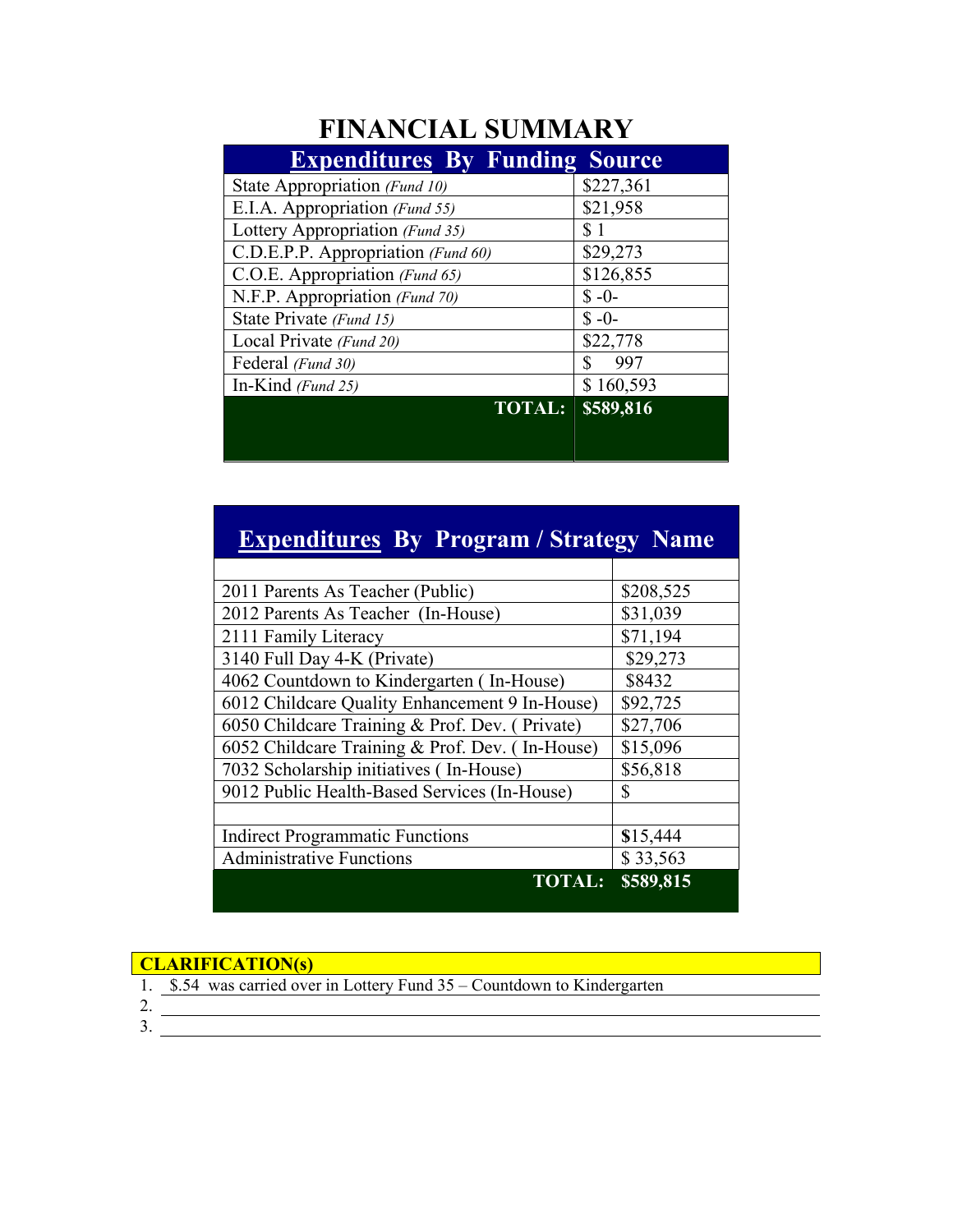# FINANCIAL SUMMARY

| **Expenditures By Funding Source** | |
|---|---|
| State Appropriation *(Fund 10)* | $227,361 |
| E.I.A. Appropriation *(Fund 55)* | $21,958 |
| Lottery Appropriation *(Fund 35)* | $ 1 |
| C.D.E.P.P. Appropriation *(Fund 60)* | $29,273 |
| C.O.E. Appropriation *(Fund 65)* | $126,855 |
| N.F.P. Appropriation *(Fund 70)* | $ -0- |
| State Private *(Fund 15)* | $ -0- |
| Local Private *(Fund 20)* | $22,778 |
| Federal *(Fund 30)* | $ 997 |
| In-Kind *(Fund 25)* | $ 160,593 |
| **TOTAL:** | **$589,816** |

| **Expenditures By Program / Strategy Name** | |
|---|---|
| | |
| 2011 Parents As Teacher (Public) | $208,525 |
| 2012 Parents As Teacher (In-House) | $31,039 |
| 2111 Family Literacy | $71,194 |
| 3140 Full Day 4-K (Private) | $29,273 |
| 4062 Countdown to Kindergarten ( In-House) | $8432 |
| 6012 Childcare Quality Enhancement 9 In-House) | $92,725 |
| 6050 Childcare Training & Prof. Dev. ( Private) | $27,706 |
| 6052 Childcare Training & Prof. Dev. ( In-House) | $15,096 |
| 7032 Scholarship initiatives ( In-House) | $56,818 |
| 9012 Public Health-Based Services (In-House) | $ |
| | |
| Indirect Programmatic Functions | $15,444 |
| Administrative Functions | $ 33,563 |
| **TOTAL:** | **$589,815** |

**CLARIFICATION(s)**

1. $.54 was carried over in Lottery Fund 35 – Countdown to Kindergarten
2. 
3.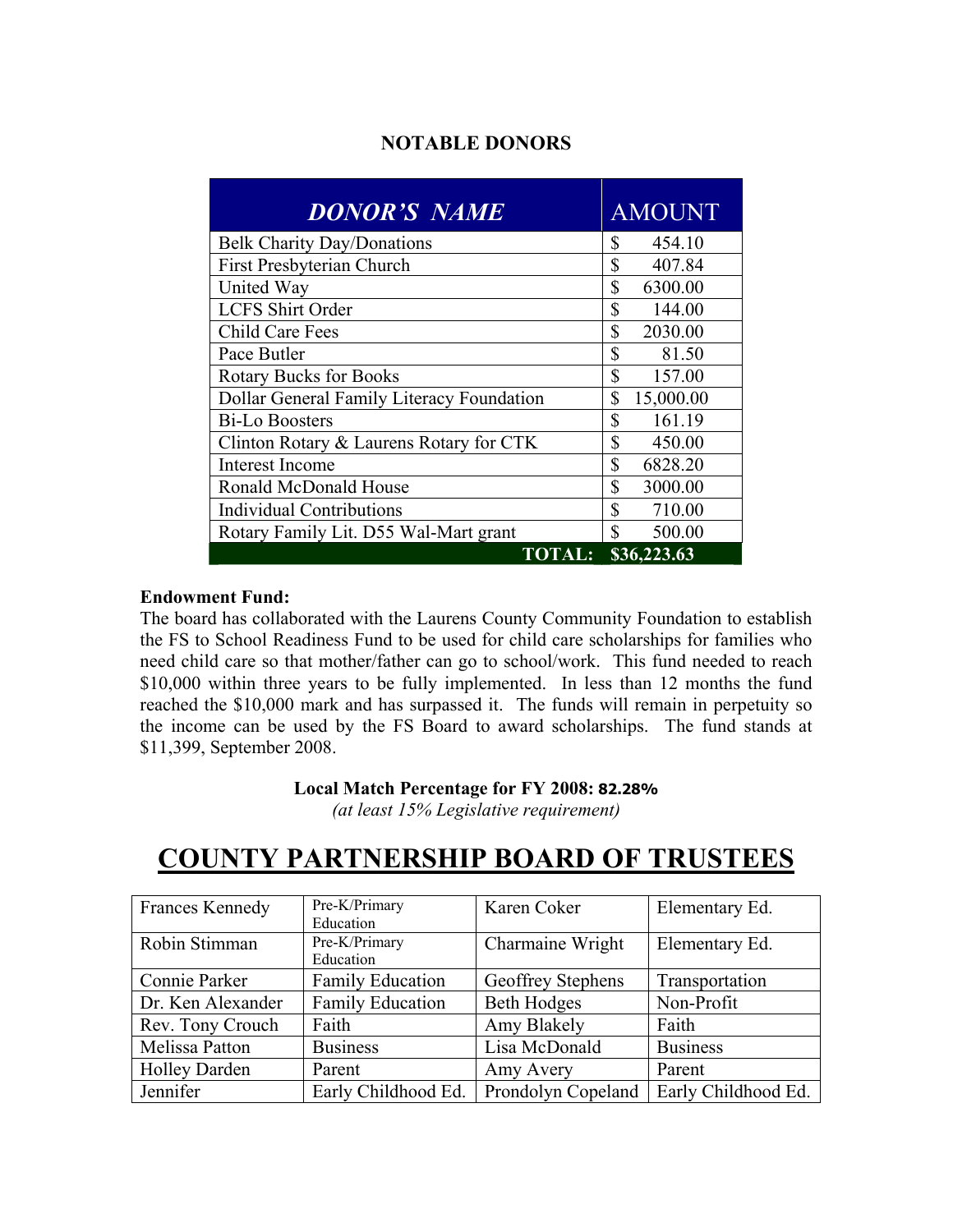## NOTABLE DONORS

| *DONOR'S NAME* | AMOUNT |
|---|---|
| Belk Charity Day/Donations | $ 454.10 |
| First Presbyterian Church | $ 407.84 |
| United Way | $ 6300.00 |
| LCFS Shirt Order | $ 144.00 |
| Child Care Fees | $ 2030.00 |
| Pace Butler | $ 81.50 |
| Rotary Bucks for Books | $ 157.00 |
| Dollar General Family Literacy Foundation | $ 15,000.00 |
| Bi-Lo Boosters | $ 161.19 |
| Clinton Rotary & Laurens Rotary for CTK | $ 450.00 |
| Interest Income | $ 6828.20 |
| Ronald McDonald House | $ 3000.00 |
| Individual Contributions | $ 710.00 |
| Rotary Family Lit. D55 Wal-Mart grant | $ 500.00 |
| **TOTAL:** | **$36,223.63** |

**Endowment Fund:**
The board has collaborated with the Laurens County Community Foundation to establish the FS to School Readiness Fund to be used for child care scholarships for families who need child care so that mother/father can go to school/work. This fund needed to reach $10,000 within three years to be fully implemented. In less than 12 months the fund reached the $10,000 mark and has surpassed it. The funds will remain in perpetuity so the income can be used by the FS Board to award scholarships. The fund stands at $11,399, September 2008.

**Local Match Percentage for FY 2008: 82.28%**
*(at least 15% Legislative requirement)*

# COUNTY PARTNERSHIP BOARD OF TRUSTEES

| | | | |
|---|---|---|---|
| Frances Kennedy | Pre-K/Primary Education | Karen Coker | Elementary Ed. |
| Robin Stimman | Pre-K/Primary Education | Charmaine Wright | Elementary Ed. |
| Connie Parker | Family Education | Geoffrey Stephens | Transportation |
| Dr. Ken Alexander | Family Education | Beth Hodges | Non-Profit |
| Rev. Tony Crouch | Faith | Amy Blakely | Faith |
| Melissa Patton | Business | Lisa McDonald | Business |
| Holley Darden | Parent | Amy Avery | Parent |
| Jennifer | Early Childhood Ed. | Prondolyn Copeland | Early Childhood Ed. |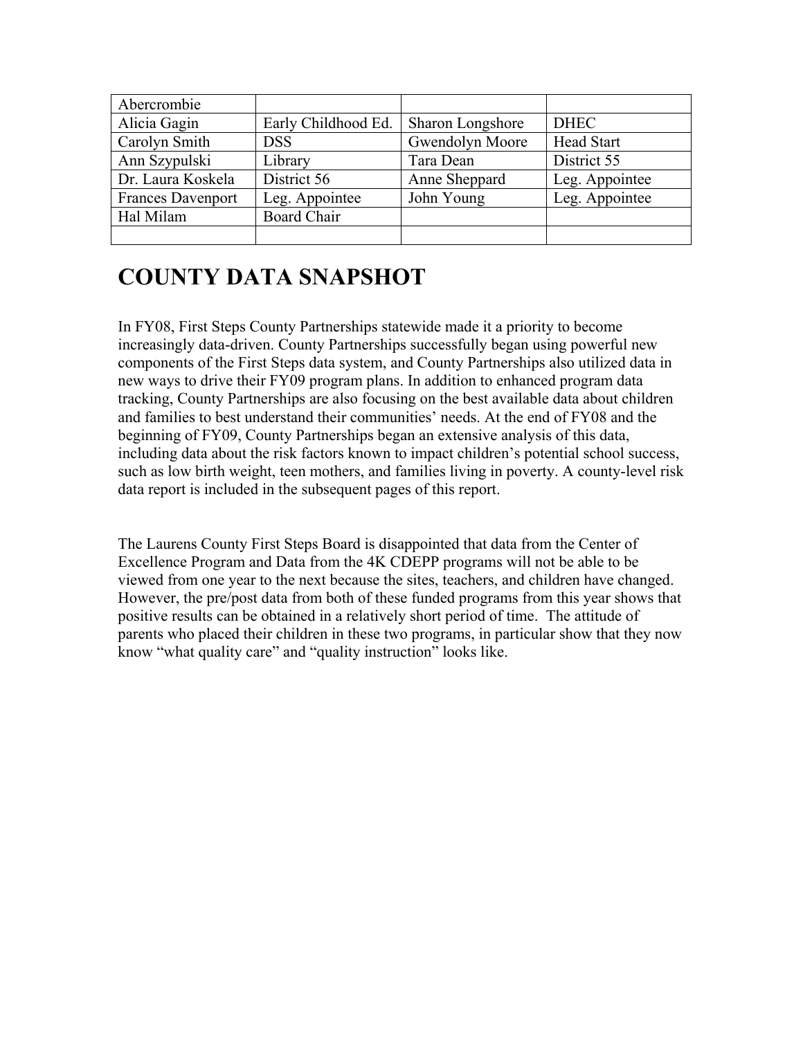| Abercrombie | | | |
|---|---|---|---|
| Alicia Gagin | Early Childhood Ed. | Sharon Longshore | DHEC |
| Carolyn Smith | DSS | Gwendolyn Moore | Head Start |
| Ann Szypulski | Library | Tara Dean | District 55 |
| Dr. Laura Koskela | District 56 | Anne Sheppard | Leg. Appointee |
| Frances Davenport | Leg. Appointee | John Young | Leg. Appointee |
| Hal Milam | Board Chair | | |
| | | | |

# COUNTY DATA SNAPSHOT

In FY08, First Steps County Partnerships statewide made it a priority to become increasingly data-driven. County Partnerships successfully began using powerful new components of the First Steps data system, and County Partnerships also utilized data in new ways to drive their FY09 program plans. In addition to enhanced program data tracking, County Partnerships are also focusing on the best available data about children and families to best understand their communities' needs. At the end of FY08 and the beginning of FY09, County Partnerships began an extensive analysis of this data, including data about the risk factors known to impact children's potential school success, such as low birth weight, teen mothers, and families living in poverty. A county-level risk data report is included in the subsequent pages of this report.

The Laurens County First Steps Board is disappointed that data from the Center of Excellence Program and Data from the 4K CDEPP programs will not be able to be viewed from one year to the next because the sites, teachers, and children have changed. However, the pre/post data from both of these funded programs from this year shows that positive results can be obtained in a relatively short period of time. The attitude of parents who placed their children in these two programs, in particular show that they now know "what quality care" and "quality instruction" looks like.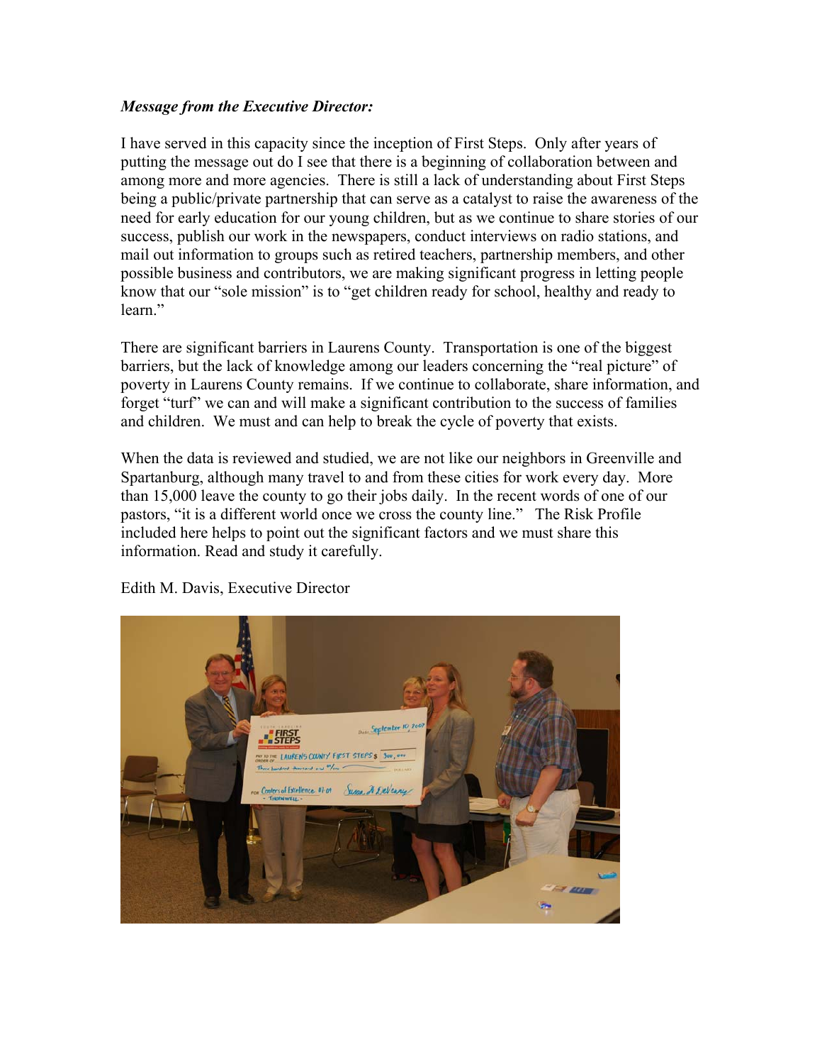***Message from the Executive Director:***

I have served in this capacity since the inception of First Steps. Only after years of putting the message out do I see that there is a beginning of collaboration between and among more and more agencies. There is still a lack of understanding about First Steps being a public/private partnership that can serve as a catalyst to raise the awareness of the need for early education for our young children, but as we continue to share stories of our success, publish our work in the newspapers, conduct interviews on radio stations, and mail out information to groups such as retired teachers, partnership members, and other possible business and contributors, we are making significant progress in letting people know that our "sole mission" is to "get children ready for school, healthy and ready to learn."

There are significant barriers in Laurens County. Transportation is one of the biggest barriers, but the lack of knowledge among our leaders concerning the "real picture" of poverty in Laurens County remains. If we continue to collaborate, share information, and forget "turf" we can and will make a significant contribution to the success of families and children. We must and can help to break the cycle of poverty that exists.

When the data is reviewed and studied, we are not like our neighbors in Greenville and Spartanburg, although many travel to and from these cities for work every day. More than 15,000 leave the county to go their jobs daily. In the recent words of one of our pastors, "it is a different world once we cross the county line." The Risk Profile included here helps to point out the significant factors and we must share this information. Read and study it carefully.

Edith M. Davis, Executive Director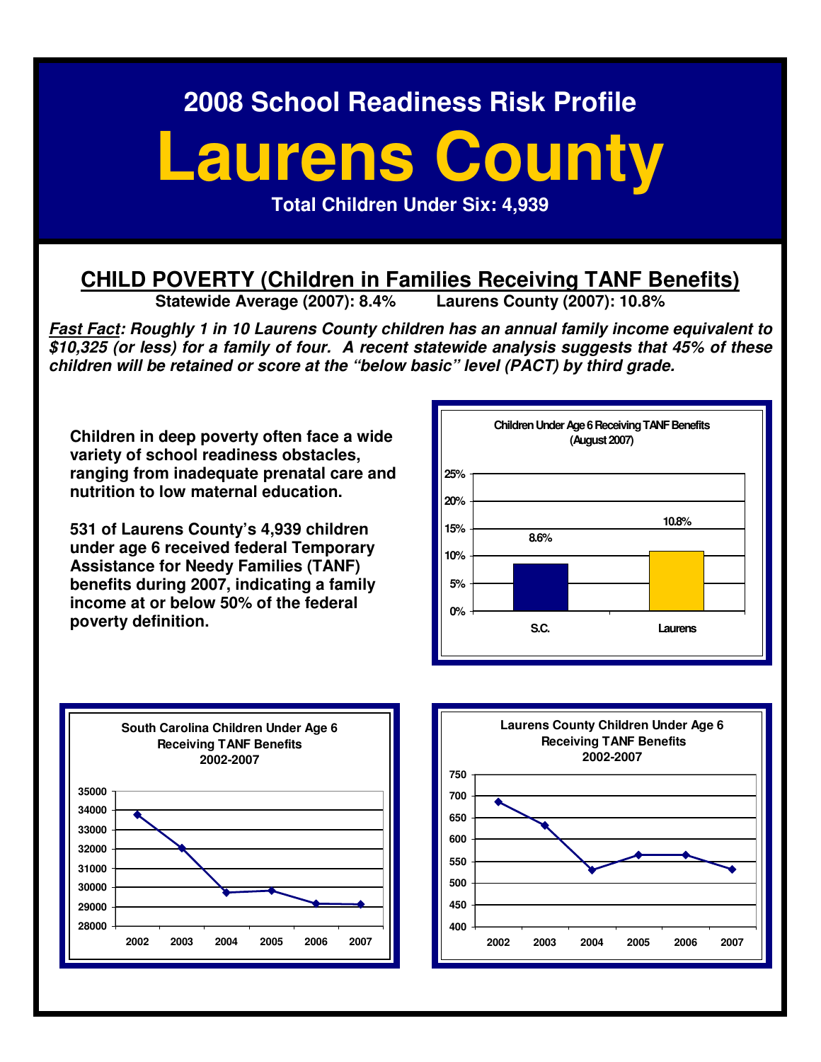2008 School Readiness Risk Profile

# Laurens County

**Total Children Under Six: 4,939**

## CHILD POVERTY (Children in Families Receiving TANF Benefits)

**Statewide Average (2007): 8.4%  Laurens County (2007): 10.8%**

***Fast Fact: Roughly 1 in 10 Laurens County children has an annual family income equivalent to $10,325 (or less) for a family of four. A recent statewide analysis suggests that 45% of these children will be retained or score at the "below basic" level (PACT) by third grade.***

**Children in deep poverty often face a wide variety of school readiness obstacles, ranging from inadequate prenatal care and nutrition to low maternal education.**

**531 of Laurens County's 4,939 children under age 6 received federal Temporary Assistance for Needy Families (TANF) benefits during 2007, indicating a family income at or below 50% of the federal poverty definition.**

**Children Under Age 6 Receiving TANF Benefits (August 2007)**

| | S.C. | Laurens |
|---|---|---|
| Percent | 8.6% | 10.8% |

**South Carolina Children Under Age 6 Receiving TANF Benefits 2002-2007**

(Line chart, years 2002–2007; y-axis 28000–35000)

**Laurens County Children Under Age 6 Receiving TANF Benefits 2002-2007**

(Line chart, years 2002–2007; y-axis 400–750)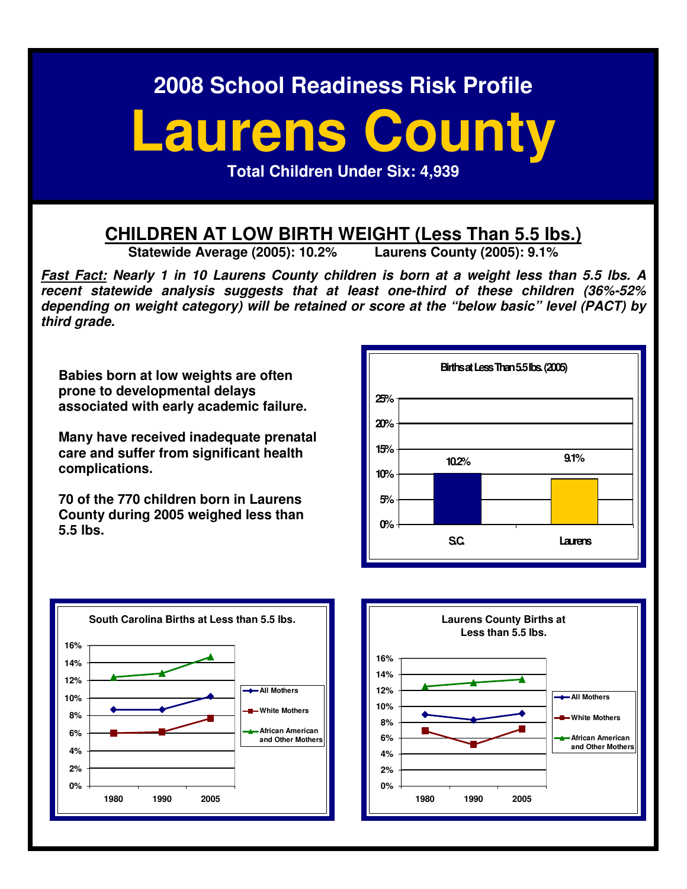# 2008 School Readiness Risk Profile

# Laurens County

**Total Children Under Six: 4,939**

## CHILDREN AT LOW BIRTH WEIGHT (Less Than 5.5 lbs.)

**Statewide Average (2005): 10.2%** **Laurens County (2005): 9.1%**

***Fast Fact:*** ***Nearly 1 in 10 Laurens County children is born at a weight less than 5.5 lbs. A recent statewide analysis suggests that at least one-third of these children (36%-52% depending on weight category) will be retained or score at the "below basic" level (PACT) by third grade.***

**Babies born at low weights are often prone to developmental delays associated with early academic failure.**

**Many have received inadequate prenatal care and suffer from significant health complications.**

**70 of the 770 children born in Laurens County during 2005 weighed less than 5.5 lbs.**

**Births at Less Than 5.5 lbs. (2005)**

| | S.C. | Laurens |
|---|---|---|
| Births at Less Than 5.5 lbs. | 10.2% | 9.1% |

**South Carolina Births at Less than 5.5 lbs.**

**Laurens County Births at Less than 5.5 lbs.**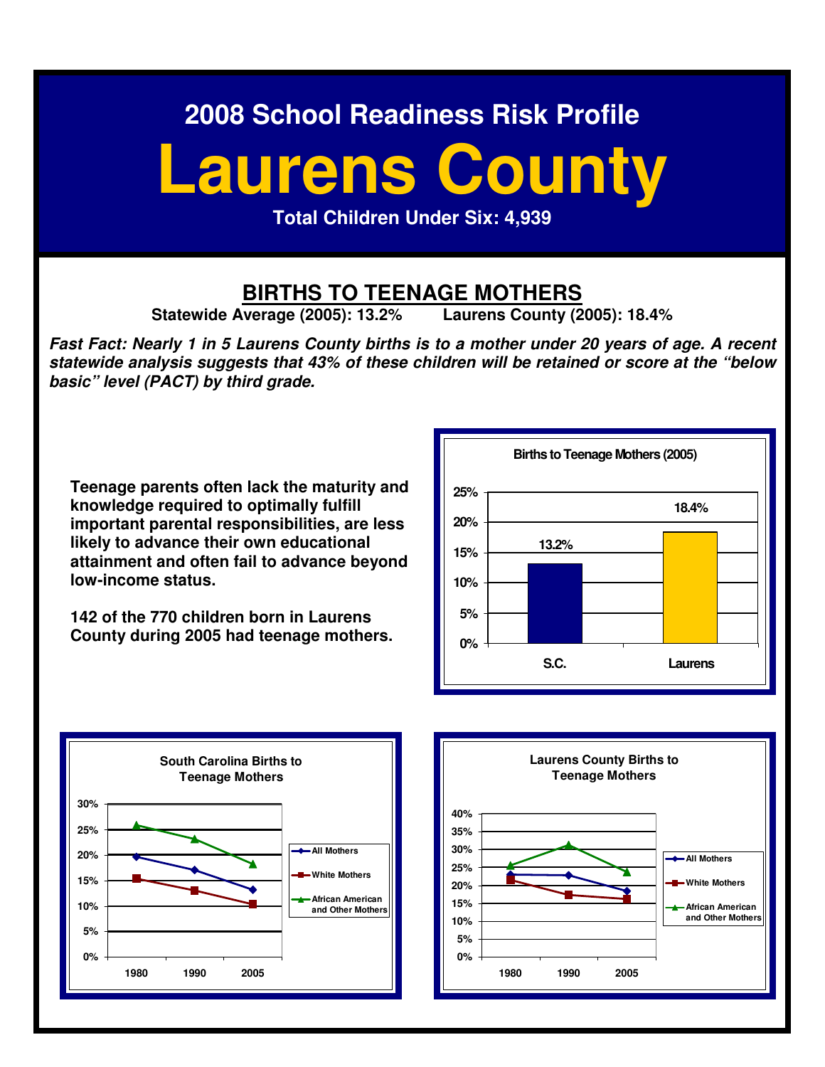## 2008 School Readiness Risk Profile

# Laurens County

**Total Children Under Six: 4,939**

## BIRTHS TO TEENAGE MOTHERS

**Statewide Average (2005): 13.2%    Laurens County (2005): 18.4%**

***Fast Fact: Nearly 1 in 5 Laurens County births is to a mother under 20 years of age. A recent statewide analysis suggests that 43% of these children will be retained or score at the "below basic" level (PACT) by third grade.***

**Teenage parents often lack the maturity and knowledge required to optimally fulfill important parental responsibilities, are less likely to advance their own educational attainment and often fail to advance beyond low-income status.**

**142 of the 770 children born in Laurens County during 2005 had teenage mothers.**

**Births to Teenage Mothers (2005)**

| | Percent |
|---|---|
| S.C. | 13.2% |
| Laurens | 18.4% |

**South Carolina Births to Teenage Mothers**

**Laurens County Births to Teenage Mothers**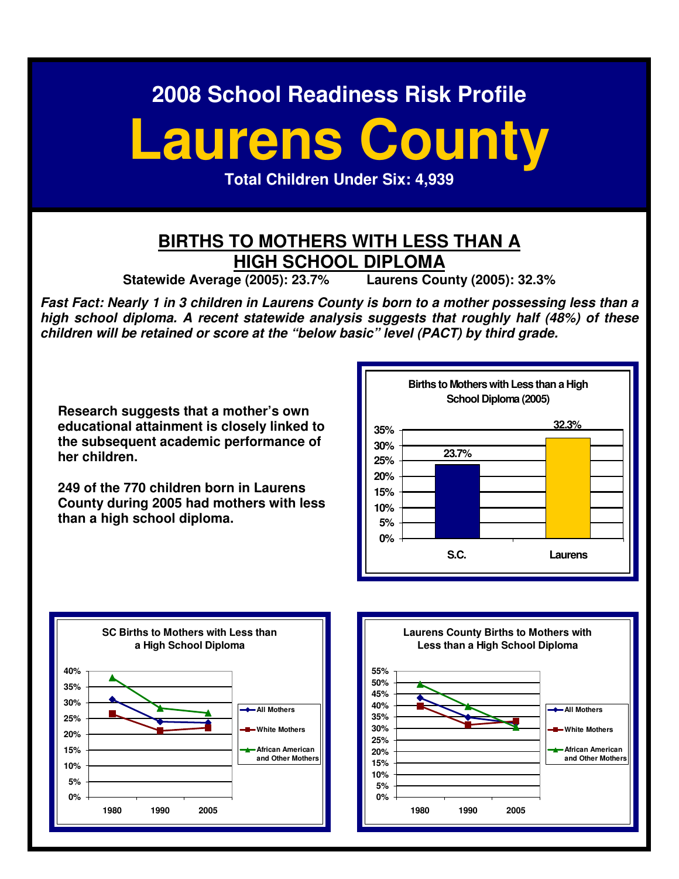## 2008 School Readiness Risk Profile

# Laurens County

**Total Children Under Six: 4,939**

## BIRTHS TO MOTHERS WITH LESS THAN A HIGH SCHOOL DIPLOMA

**Statewide Average (2005): 23.7%     Laurens County (2005): 32.3%**

***Fast Fact: Nearly 1 in 3 children in Laurens County is born to a mother possessing less than a high school diploma. A recent statewide analysis suggests that roughly half (48%) of these children will be retained or score at the "below basic" level (PACT) by third grade.***

**Research suggests that a mother's own educational attainment is closely linked to the subsequent academic performance of her children.**

**249 of the 770 children born in Laurens County during 2005 had mothers with less than a high school diploma.**

Births to Mothers with Less than a High School Diploma (2005)

35%
30%
25%
20%
15%
10%
5%
0%

23.7%
32.3%

S.C.
Laurens

SC Births to Mothers with Less than a High School Diploma

40%
35%
30%
25%
20%
15%
10%
5%
0%

1980
1990
2005

All Mothers
White Mothers
African American and Other Mothers

Laurens County Births to Mothers with Less than a High School Diploma

55%
50%
45%
40%
35%
30%
25%
20%
15%
10%
5%
0%

1980
1990
2005

All Mothers
White Mothers
African American and Other Mothers